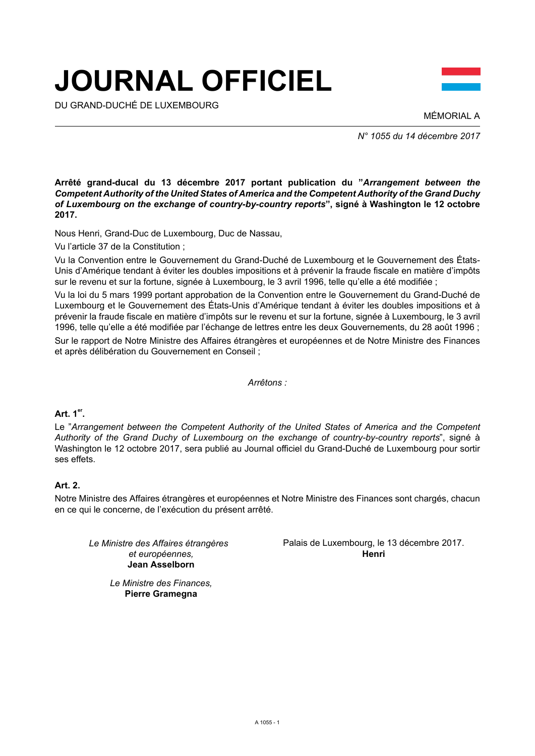# JOURNAL OFFICIEL

DU GRAND-DUCHÉ DE LUXEMBOURG

MÉMORIAL A

*N° 1055 du 14 décembre 2017*

**Arrêté grand-ducal du 13 décembre 2017 portant publication du "*Arrangement between the Competent Authority of the United States of America and the Competent Authority of the Grand Duchy of Luxembourg on the exchange of country-by-country reports*", signé à Washington le 12 octobre 2017.**

Nous Henri, Grand-Duc de Luxembourg, Duc de Nassau,

Vu l'article 37 de la Constitution ;

Vu la Convention entre le Gouvernement du Grand-Duché de Luxembourg et le Gouvernement des États-Unis d'Amérique tendant à éviter les doubles impositions et à prévenir la fraude fiscale en matière d'impôts sur le revenu et sur la fortune, signée à Luxembourg, le 3 avril 1996, telle qu'elle a été modifiée ;

Vu la loi du 5 mars 1999 portant approbation de la Convention entre le Gouvernement du Grand-Duché de Luxembourg et le Gouvernement des États-Unis d'Amérique tendant à éviter les doubles impositions et à prévenir la fraude fiscale en matière d'impôts sur le revenu et sur la fortune, signée à Luxembourg, le 3 avril 1996, telle qu'elle a été modifiée par l'échange de lettres entre les deux Gouvernements, du 28 août 1996 ;

Sur le rapport de Notre Ministre des Affaires étrangères et européennes et de Notre Ministre des Finances et après délibération du Gouvernement en Conseil ;

*Arrêtons :*

**Art. 1^er^.**

Le "*Arrangement between the Competent Authority of the United States of America and the Competent Authority of the Grand Duchy of Luxembourg on the exchange of country-by-country reports*", signé à Washington le 12 octobre 2017, sera publié au Journal officiel du Grand-Duché de Luxembourg pour sortir ses effets.

**Art. 2.**

Notre Ministre des Affaires étrangères et européennes et Notre Ministre des Finances sont chargés, chacun en ce qui le concerne, de l'exécution du présent arrêté.

*Le Ministre des Affaires étrangères et européennes,*
**Jean Asselborn**

*Le Ministre des Finances,*
**Pierre Gramegna**

Palais de Luxembourg, le 13 décembre 2017.
**Henri**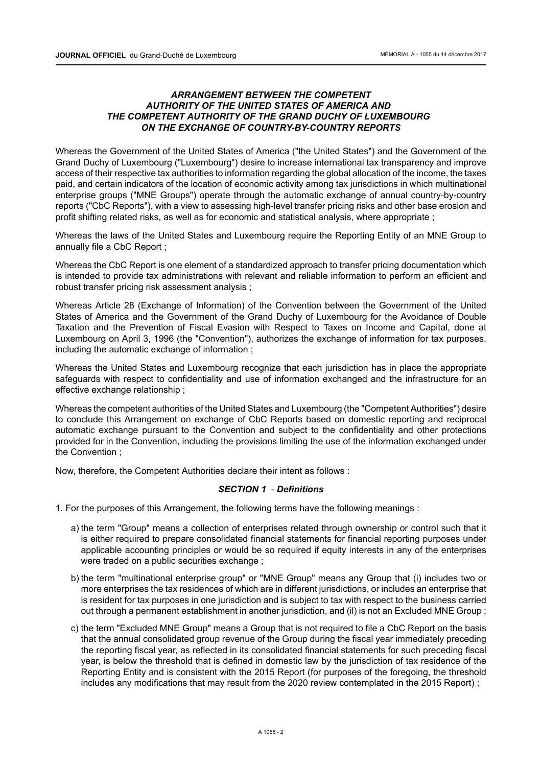### *ARRANGEMENT BETWEEN THE COMPETENT AUTHORITY OF THE UNITED STATES OF AMERICA AND THE COMPETENT AUTHORITY OF THE GRAND DUCHY OF LUXEMBOURG ON THE EXCHANGE OF COUNTRY-BY-COUNTRY REPORTS*

Whereas the Government of the United States of America ("the United States") and the Government of the Grand Duchy of Luxembourg ("Luxembourg") desire to increase international tax transparency and improve access of their respective tax authorities to information regarding the global allocation of the income, the taxes paid, and certain indicators of the location of economic activity among tax jurisdictions in which multinational enterprise groups ("MNE Groups") operate through the automatic exchange of annual country-by-country reports ("CbC Reports"), with a view to assessing high-level transfer pricing risks and other base erosion and profit shifting related risks, as well as for economic and statistical analysis, where appropriate ;

Whereas the laws of the United States and Luxembourg require the Reporting Entity of an MNE Group to annually file a CbC Report ;

Whereas the CbC Report is one element of a standardized approach to transfer pricing documentation which is intended to provide tax administrations with relevant and reliable information to perform an efficient and robust transfer pricing risk assessment analysis ;

Whereas Article 28 (Exchange of Information) of the Convention between the Government of the United States of America and the Government of the Grand Duchy of Luxembourg for the Avoidance of Double Taxation and the Prevention of Fiscal Evasion with Respect to Taxes on Income and Capital, done at Luxembourg on April 3, 1996 (the "Convention"), authorizes the exchange of information for tax purposes, including the automatic exchange of information ;

Whereas the United States and Luxembourg recognize that each jurisdiction has in place the appropriate safeguards with respect to confidentiality and use of information exchanged and the infrastructure for an effective exchange relationship ;

Whereas the competent authorities of the United States and Luxembourg (the "Competent Authorities") desire to conclude this Arrangement on exchange of CbC Reports based on domestic reporting and reciprocal automatic exchange pursuant to the Convention and subject to the confidentiality and other protections provided for in the Convention, including the provisions limiting the use of the information exchanged under the Convention ;

Now, therefore, the Competent Authorities declare their intent as follows :

#### *SECTION 1 - Definitions*

1. For the purposes of this Arrangement, the following terms have the following meanings :

   a) the term "Group" means a collection of enterprises related through ownership or control such that it is either required to prepare consolidated financial statements for financial reporting purposes under applicable accounting principles or would be so required if equity interests in any of the enterprises were traded on a public securities exchange ;

   b) the term "multinational enterprise group" or "MNE Group" means any Group that (i) includes two or more enterprises the tax residences of which are in different jurisdictions, or includes an enterprise that is resident for tax purposes in one jurisdiction and is subject to tax with respect to the business carried out through a permanent establishment in another jurisdiction, and (ii) is not an Excluded MNE Group ;

   c) the term "Excluded MNE Group" means a Group that is not required to file a CbC Report on the basis that the annual consolidated group revenue of the Group during the fiscal year immediately preceding the reporting fiscal year, as reflected in its consolidated financial statements for such preceding fiscal year, is below the threshold that is defined in domestic law by the jurisdiction of tax residence of the Reporting Entity and is consistent with the 2015 Report (for purposes of the foregoing, the threshold includes any modifications that may result from the 2020 review contemplated in the 2015 Report) ;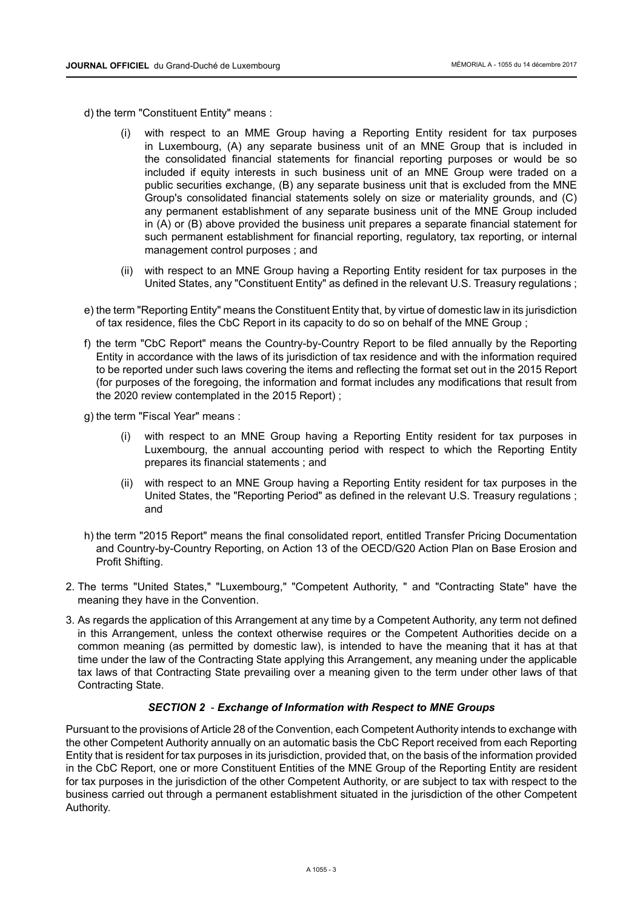d) the term "Constituent Entity" means :

  (i) with respect to an MME Group having a Reporting Entity resident for tax purposes in Luxembourg, (A) any separate business unit of an MNE Group that is included in the consolidated financial statements for financial reporting purposes or would be so included if equity interests in such business unit of an MNE Group were traded on a public securities exchange, (B) any separate business unit that is excluded from the MNE Group's consolidated financial statements solely on size or materiality grounds, and (C) any permanent establishment of any separate business unit of the MNE Group included in (A) or (B) above provided the business unit prepares a separate financial statement for such permanent establishment for financial reporting, regulatory, tax reporting, or internal management control purposes ; and

  (ii) with respect to an MNE Group having a Reporting Entity resident for tax purposes in the United States, any "Constituent Entity" as defined in the relevant U.S. Treasury regulations ;

e) the term "Reporting Entity" means the Constituent Entity that, by virtue of domestic law in its jurisdiction of tax residence, files the CbC Report in its capacity to do so on behalf of the MNE Group ;

f) the term "CbC Report" means the Country-by-Country Report to be filed annually by the Reporting Entity in accordance with the laws of its jurisdiction of tax residence and with the information required to be reported under such laws covering the items and reflecting the format set out in the 2015 Report (for purposes of the foregoing, the information and format includes any modifications that result from the 2020 review contemplated in the 2015 Report) ;

g) the term "Fiscal Year" means :

  (i) with respect to an MNE Group having a Reporting Entity resident for tax purposes in Luxembourg, the annual accounting period with respect to which the Reporting Entity prepares its financial statements ; and

  (ii) with respect to an MNE Group having a Reporting Entity resident for tax purposes in the United States, the "Reporting Period" as defined in the relevant U.S. Treasury regulations ; and

h) the term "2015 Report" means the final consolidated report, entitled Transfer Pricing Documentation and Country-by-Country Reporting, on Action 13 of the OECD/G20 Action Plan on Base Erosion and Profit Shifting.

2. The terms "United States," "Luxembourg," "Competent Authority, " and "Contracting State" have the meaning they have in the Convention.

3. As regards the application of this Arrangement at any time by a Competent Authority, any term not defined in this Arrangement, unless the context otherwise requires or the Competent Authorities decide on a common meaning (as permitted by domestic law), is intended to have the meaning that it has at that time under the law of the Contracting State applying this Arrangement, any meaning under the applicable tax laws of that Contracting State prevailing over a meaning given to the term under other laws of that Contracting State.

### *SECTION 2 - Exchange of Information with Respect to MNE Groups*

Pursuant to the provisions of Article 28 of the Convention, each Competent Authority intends to exchange with the other Competent Authority annually on an automatic basis the CbC Report received from each Reporting Entity that is resident for tax purposes in its jurisdiction, provided that, on the basis of the information provided in the CbC Report, one or more Constituent Entities of the MNE Group of the Reporting Entity are resident for tax purposes in the jurisdiction of the other Competent Authority, or are subject to tax with respect to the business carried out through a permanent establishment situated in the jurisdiction of the other Competent Authority.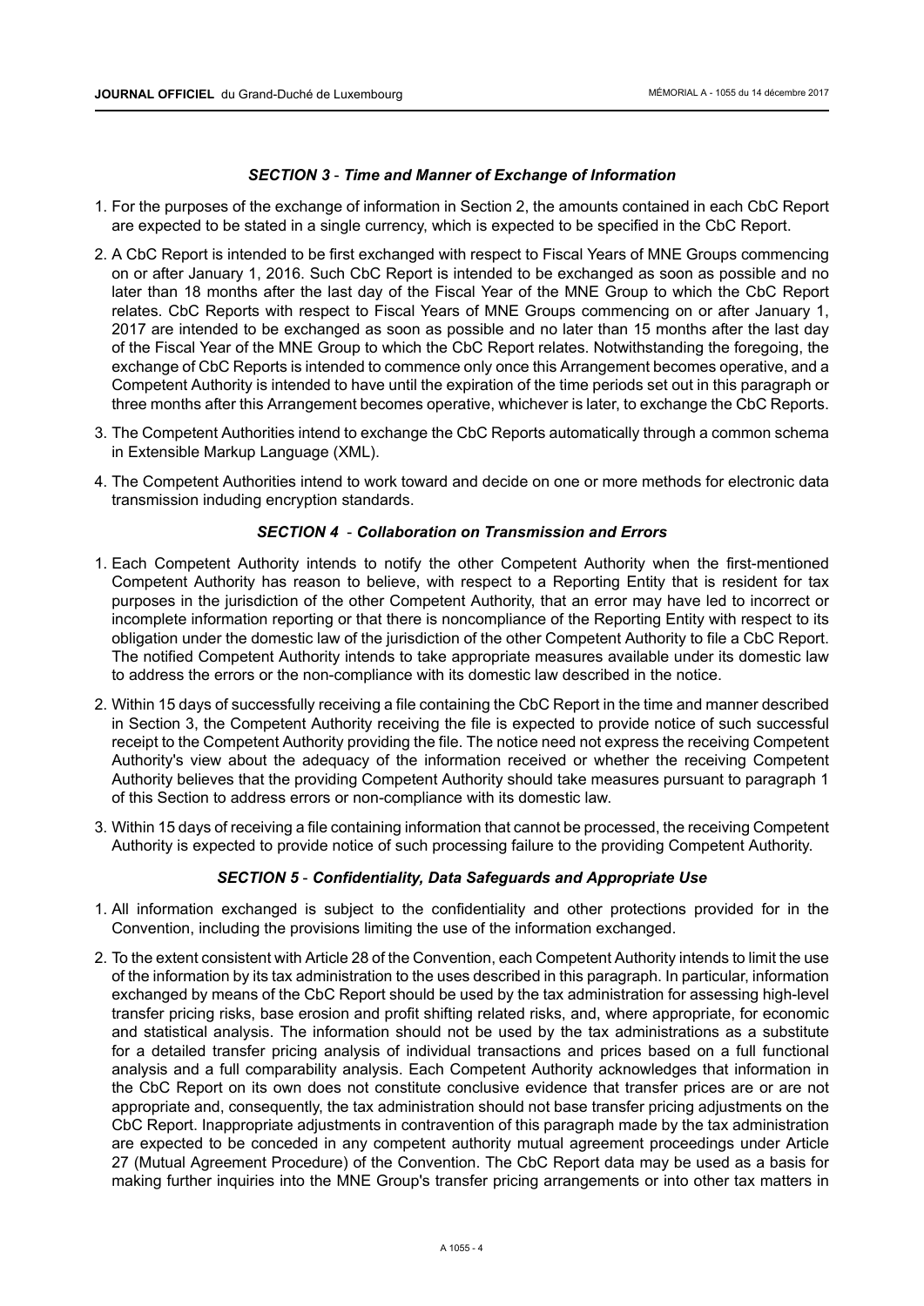### *SECTION 3 - Time and Manner of Exchange of Information*

1. For the purposes of the exchange of information in Section 2, the amounts contained in each CbC Report are expected to be stated in a single currency, which is expected to be specified in the CbC Report.

2. A CbC Report is intended to be first exchanged with respect to Fiscal Years of MNE Groups commencing on or after January 1, 2016. Such CbC Report is intended to be exchanged as soon as possible and no later than 18 months after the last day of the Fiscal Year of the MNE Group to which the CbC Report relates. CbC Reports with respect to Fiscal Years of MNE Groups commencing on or after January 1, 2017 are intended to be exchanged as soon as possible and no later than 15 months after the last day of the Fiscal Year of the MNE Group to which the CbC Report relates. Notwithstanding the foregoing, the exchange of CbC Reports is intended to commence only once this Arrangement becomes operative, and a Competent Authority is intended to have until the expiration of the time periods set out in this paragraph or three months after this Arrangement becomes operative, whichever is later, to exchange the CbC Reports.

3. The Competent Authorities intend to exchange the CbC Reports automatically through a common schema in Extensible Markup Language (XML).

4. The Competent Authorities intend to work toward and decide on one or more methods for electronic data transmission induding encryption standards.

### *SECTION 4 - Collaboration on Transmission and Errors*

1. Each Competent Authority intends to notify the other Competent Authority when the first-mentioned Competent Authority has reason to believe, with respect to a Reporting Entity that is resident for tax purposes in the jurisdiction of the other Competent Authority, that an error may have led to incorrect or incomplete information reporting or that there is noncompliance of the Reporting Entity with respect to its obligation under the domestic law of the jurisdiction of the other Competent Authority to file a CbC Report. The notified Competent Authority intends to take appropriate measures available under its domestic law to address the errors or the non-compliance with its domestic law described in the notice.

2. Within 15 days of successfully receiving a file containing the CbC Report in the time and manner described in Section 3, the Competent Authority receiving the file is expected to provide notice of such successful receipt to the Competent Authority providing the file. The notice need not express the receiving Competent Authority's view about the adequacy of the information received or whether the receiving Competent Authority believes that the providing Competent Authority should take measures pursuant to paragraph 1 of this Section to address errors or non-compliance with its domestic law.

3. Within 15 days of receiving a file containing information that cannot be processed, the receiving Competent Authority is expected to provide notice of such processing failure to the providing Competent Authority.

### *SECTION 5 - Confidentiality, Data Safeguards and Appropriate Use*

1. All information exchanged is subject to the confidentiality and other protections provided for in the Convention, including the provisions limiting the use of the information exchanged.

2. To the extent consistent with Article 28 of the Convention, each Competent Authority intends to limit the use of the information by its tax administration to the uses described in this paragraph. In particular, information exchanged by means of the CbC Report should be used by the tax administration for assessing high-level transfer pricing risks, base erosion and profit shifting related risks, and, where appropriate, for economic and statistical analysis. The information should not be used by the tax administrations as a substitute for a detailed transfer pricing analysis of individual transactions and prices based on a full functional analysis and a full comparability analysis. Each Competent Authority acknowledges that information in the CbC Report on its own does not constitute conclusive evidence that transfer prices are or are not appropriate and, consequently, the tax administration should not base transfer pricing adjustments on the CbC Report. Inappropriate adjustments in contravention of this paragraph made by the tax administration are expected to be conceded in any competent authority mutual agreement proceedings under Article 27 (Mutual Agreement Procedure) of the Convention. The CbC Report data may be used as a basis for making further inquiries into the MNE Group's transfer pricing arrangements or into other tax matters in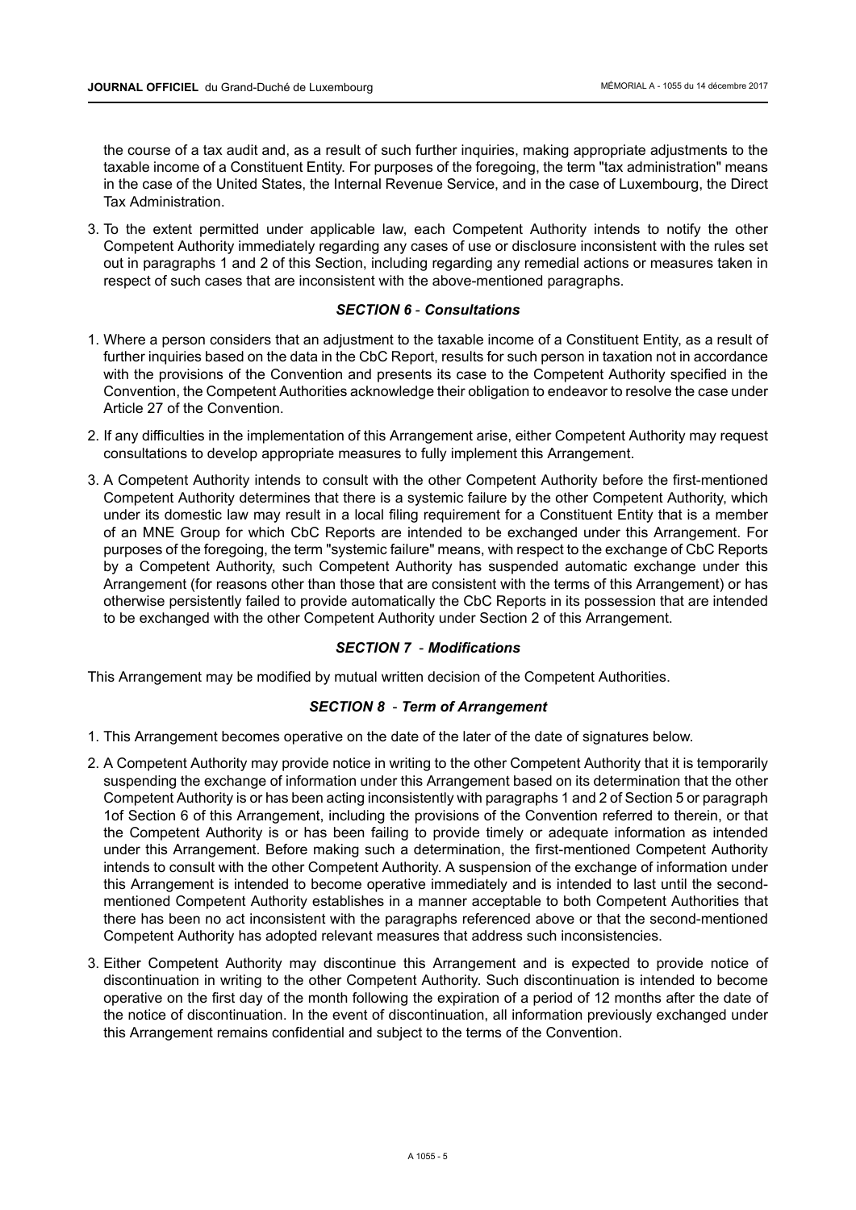the course of a tax audit and, as a result of such further inquiries, making appropriate adjustments to the taxable income of a Constituent Entity. For purposes of the foregoing, the term "tax administration" means in the case of the United States, the Internal Revenue Service, and in the case of Luxembourg, the Direct Tax Administration.

3. To the extent permitted under applicable law, each Competent Authority intends to notify the other Competent Authority immediately regarding any cases of use or disclosure inconsistent with the rules set out in paragraphs 1 and 2 of this Section, including regarding any remedial actions or measures taken in respect of such cases that are inconsistent with the above-mentioned paragraphs.

### *SECTION 6 - Consultations*

1. Where a person considers that an adjustment to the taxable income of a Constituent Entity, as a result of further inquiries based on the data in the CbC Report, results for such person in taxation not in accordance with the provisions of the Convention and presents its case to the Competent Authority specified in the Convention, the Competent Authorities acknowledge their obligation to endeavor to resolve the case under Article 27 of the Convention.
2. If any difficulties in the implementation of this Arrangement arise, either Competent Authority may request consultations to develop appropriate measures to fully implement this Arrangement.
3. A Competent Authority intends to consult with the other Competent Authority before the first-mentioned Competent Authority determines that there is a systemic failure by the other Competent Authority, which under its domestic law may result in a local filing requirement for a Constituent Entity that is a member of an MNE Group for which CbC Reports are intended to be exchanged under this Arrangement. For purposes of the foregoing, the term "systemic failure" means, with respect to the exchange of CbC Reports by a Competent Authority, such Competent Authority has suspended automatic exchange under this Arrangement (for reasons other than those that are consistent with the terms of this Arrangement) or has otherwise persistently failed to provide automatically the CbC Reports in its possession that are intended to be exchanged with the other Competent Authority under Section 2 of this Arrangement.

### *SECTION 7 - Modifications*

This Arrangement may be modified by mutual written decision of the Competent Authorities.

### *SECTION 8 - Term of Arrangement*

1. This Arrangement becomes operative on the date of the later of the date of signatures below.
2. A Competent Authority may provide notice in writing to the other Competent Authority that it is temporarily suspending the exchange of information under this Arrangement based on its determination that the other Competent Authority is or has been acting inconsistently with paragraphs 1 and 2 of Section 5 or paragraph 1of Section 6 of this Arrangement, including the provisions of the Convention referred to therein, or that the Competent Authority is or has been failing to provide timely or adequate information as intended under this Arrangement. Before making such a determination, the first-mentioned Competent Authority intends to consult with the other Competent Authority. A suspension of the exchange of information under this Arrangement is intended to become operative immediately and is intended to last until the second-mentioned Competent Authority establishes in a manner acceptable to both Competent Authorities that there has been no act inconsistent with the paragraphs referenced above or that the second-mentioned Competent Authority has adopted relevant measures that address such inconsistencies.
3. Either Competent Authority may discontinue this Arrangement and is expected to provide notice of discontinuation in writing to the other Competent Authority. Such discontinuation is intended to become operative on the first day of the month following the expiration of a period of 12 months after the date of the notice of discontinuation. In the event of discontinuation, all information previously exchanged under this Arrangement remains confidential and subject to the terms of the Convention.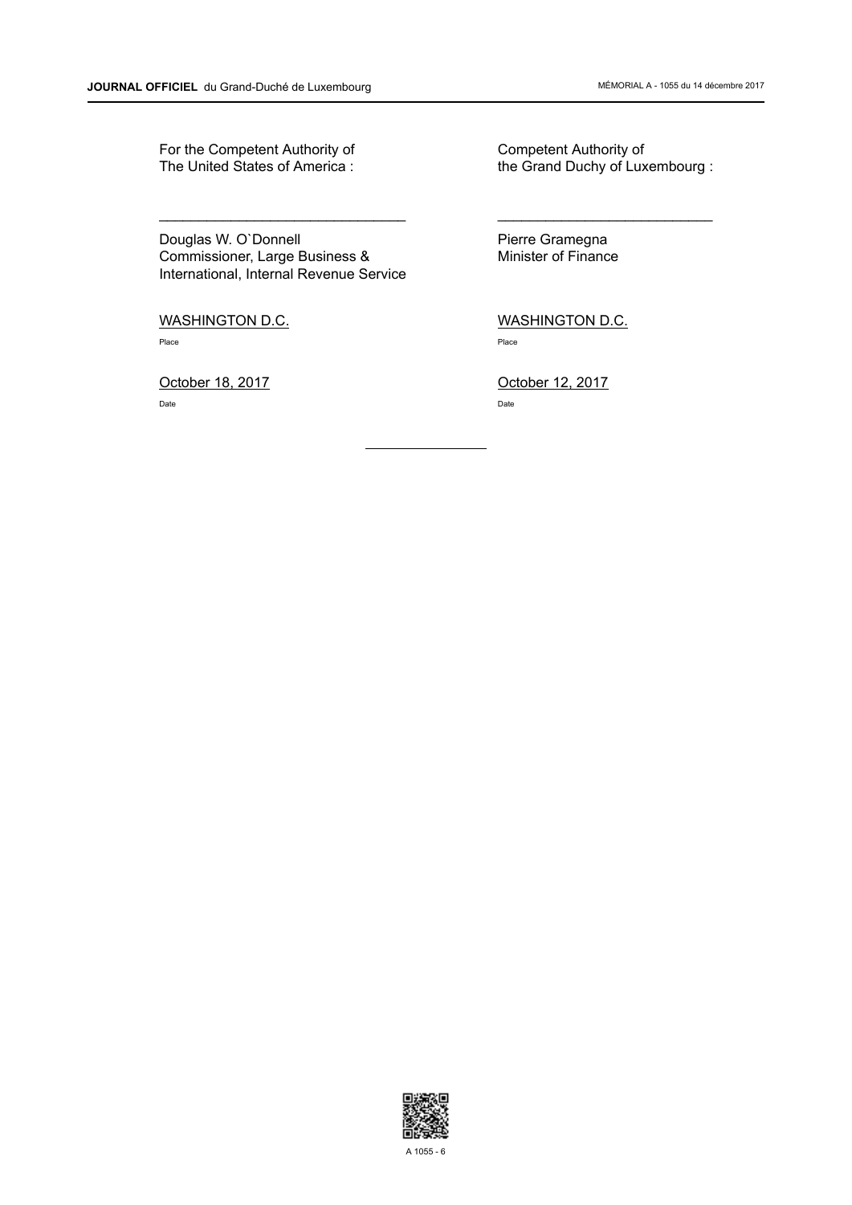For the Competent Authority of
The United States of America :

_______________________________

Douglas W. O`Donnell
Commissioner, Large Business &
International, Internal Revenue Service

WASHINGTON D.C.
Place

October 18, 2017
Date

Competent Authority of
the Grand Duchy of Luxembourg :

___________________________

Pierre Gramegna
Minister of Finance

WASHINGTON D.C.
Place

October 12, 2017
Date